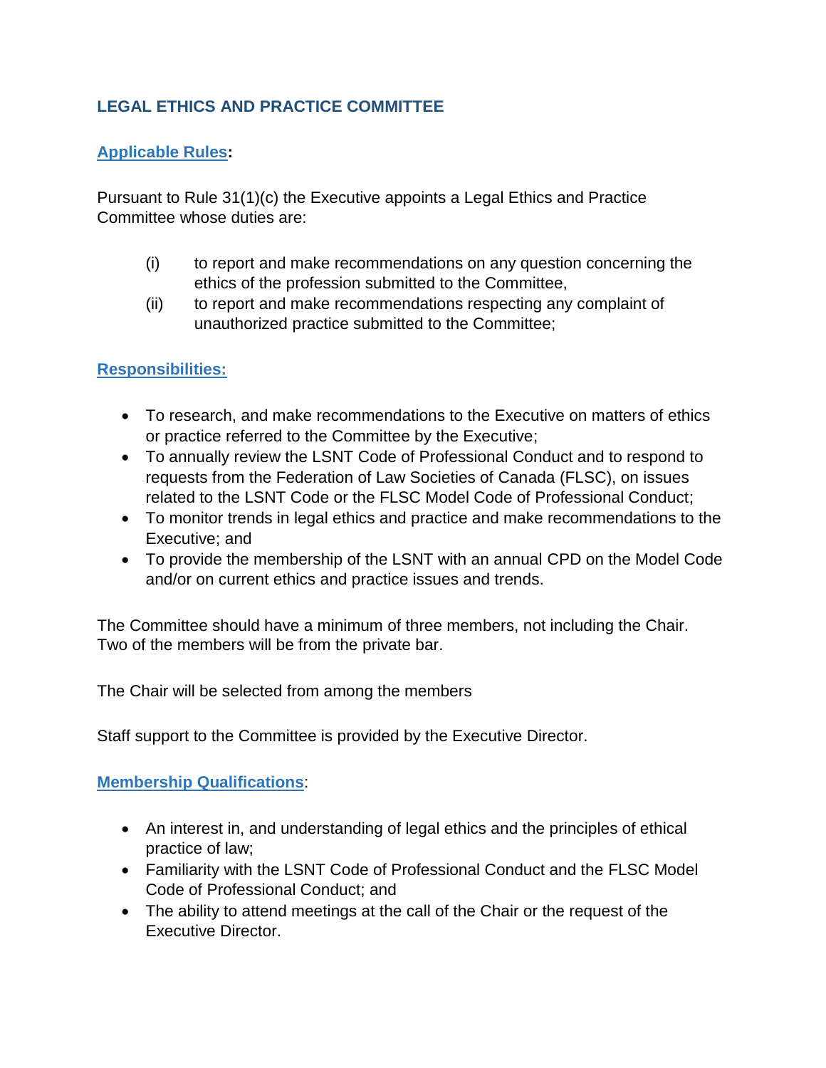# LEGAL ETHICS AND PRACTICE COMMITTEE

## Applicable Rules:

Pursuant to Rule 31(1)(c) the Executive appoints a Legal Ethics and Practice Committee whose duties are:

(i) to report and make recommendations on any question concerning the ethics of the profession submitted to the Committee,

(ii) to report and make recommendations respecting any complaint of unauthorized practice submitted to the Committee;

## Responsibilities:

- To research, and make recommendations to the Executive on matters of ethics or practice referred to the Committee by the Executive;
- To annually review the LSNT Code of Professional Conduct and to respond to requests from the Federation of Law Societies of Canada (FLSC), on issues related to the LSNT Code or the FLSC Model Code of Professional Conduct;
- To monitor trends in legal ethics and practice and make recommendations to the Executive; and
- To provide the membership of the LSNT with an annual CPD on the Model Code and/or on current ethics and practice issues and trends.

The Committee should have a minimum of three members, not including the Chair. Two of the members will be from the private bar.

The Chair will be selected from among the members

Staff support to the Committee is provided by the Executive Director.

## Membership Qualifications:

- An interest in, and understanding of legal ethics and the principles of ethical practice of law;
- Familiarity with the LSNT Code of Professional Conduct and the FLSC Model Code of Professional Conduct; and
- The ability to attend meetings at the call of the Chair or the request of the Executive Director.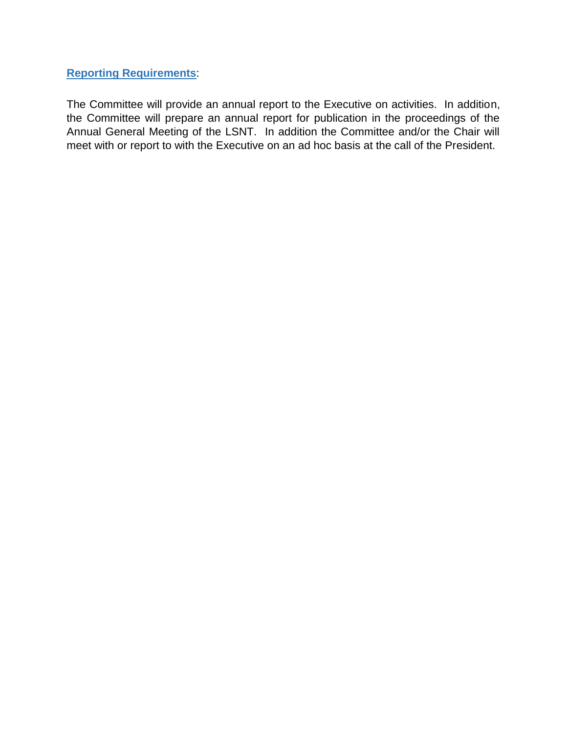**Reporting Requirements**:

The Committee will provide an annual report to the Executive on activities. In addition, the Committee will prepare an annual report for publication in the proceedings of the Annual General Meeting of the LSNT. In addition the Committee and/or the Chair will meet with or report to with the Executive on an ad hoc basis at the call of the President.